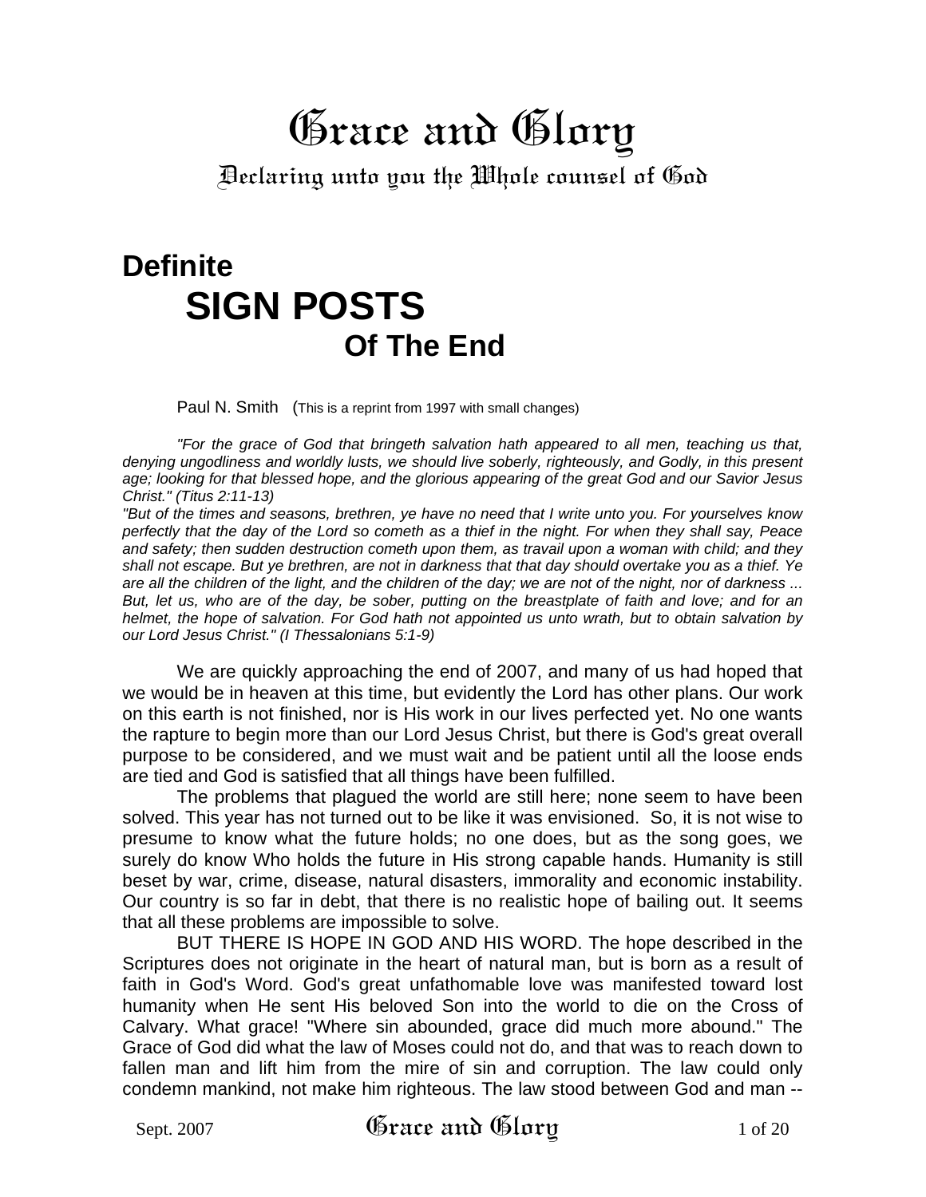# Grace and Glory

Declaring unto you the Whole counsel of God

## Definite
## SIGN POSTS
## Of The End

Paul N. Smith (This is a reprint from 1997 with small changes)

*"For the grace of God that bringeth salvation hath appeared to all men, teaching us that, denying ungodliness and worldly lusts, we should live soberly, righteously, and Godly, in this present age; looking for that blessed hope, and the glorious appearing of the great God and our Savior Jesus Christ." (Titus 2:11-13)*

*"But of the times and seasons, brethren, ye have no need that I write unto you. For yourselves know perfectly that the day of the Lord so cometh as a thief in the night. For when they shall say, Peace and safety; then sudden destruction cometh upon them, as travail upon a woman with child; and they shall not escape. But ye brethren, are not in darkness that that day should overtake you as a thief. Ye are all the children of the light, and the children of the day; we are not of the night, nor of darkness ... But, let us, who are of the day, be sober, putting on the breastplate of faith and love; and for an helmet, the hope of salvation. For God hath not appointed us unto wrath, but to obtain salvation by our Lord Jesus Christ." (I Thessalonians 5:1-9)*

We are quickly approaching the end of 2007, and many of us had hoped that we would be in heaven at this time, but evidently the Lord has other plans. Our work on this earth is not finished, nor is His work in our lives perfected yet. No one wants the rapture to begin more than our Lord Jesus Christ, but there is God's great overall purpose to be considered, and we must wait and be patient until all the loose ends are tied and God is satisfied that all things have been fulfilled.

The problems that plagued the world are still here; none seem to have been solved. This year has not turned out to be like it was envisioned. So, it is not wise to presume to know what the future holds; no one does, but as the song goes, we surely do know Who holds the future in His strong capable hands. Humanity is still beset by war, crime, disease, natural disasters, immorality and economic instability. Our country is so far in debt, that there is no realistic hope of bailing out. It seems that all these problems are impossible to solve.

BUT THERE IS HOPE IN GOD AND HIS WORD. The hope described in the Scriptures does not originate in the heart of natural man, but is born as a result of faith in God's Word. God's great unfathomable love was manifested toward lost humanity when He sent His beloved Son into the world to die on the Cross of Calvary. What grace! "Where sin abounded, grace did much more abound." The Grace of God did what the law of Moses could not do, and that was to reach down to fallen man and lift him from the mire of sin and corruption. The law could only condemn mankind, not make him righteous. The law stood between God and man --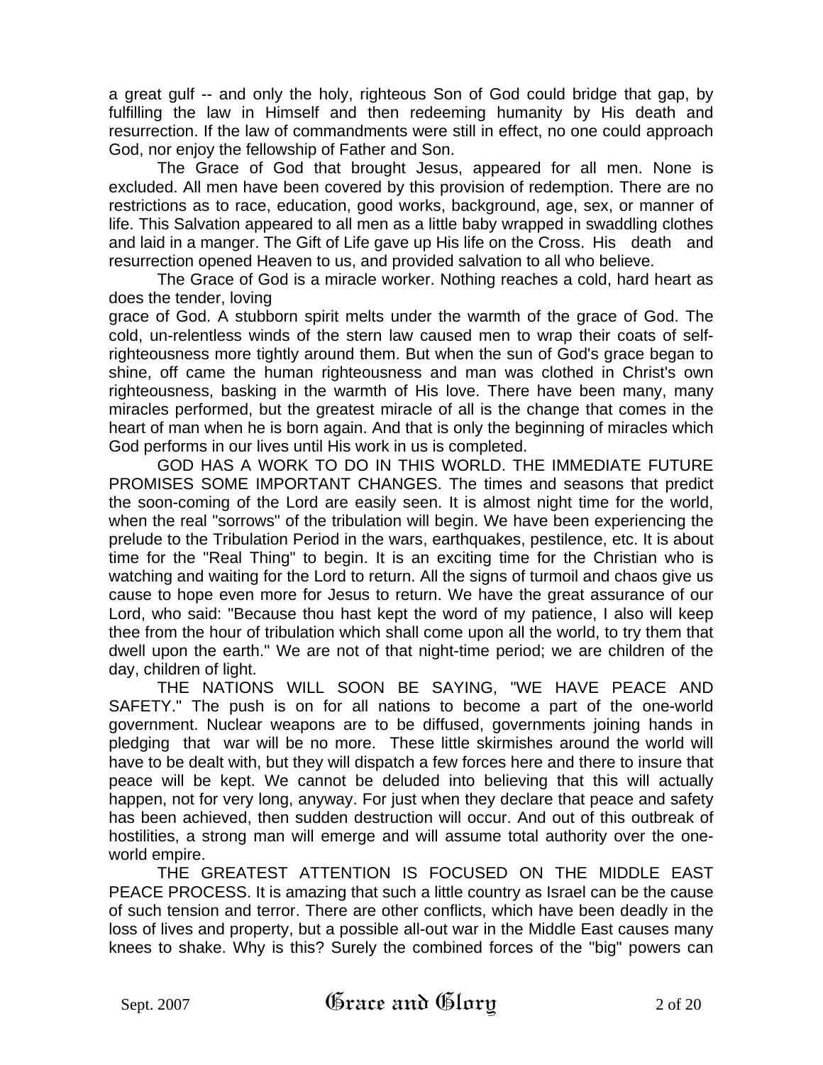a great gulf -- and only the holy, righteous Son of God could bridge that gap, by fulfilling the law in Himself and then redeeming humanity by His death and resurrection. If the law of commandments were still in effect, no one could approach God, nor enjoy the fellowship of Father and Son.

The Grace of God that brought Jesus, appeared for all men. None is excluded. All men have been covered by this provision of redemption. There are no restrictions as to race, education, good works, background, age, sex, or manner of life. This Salvation appeared to all men as a little baby wrapped in swaddling clothes and laid in a manger. The Gift of Life gave up His life on the Cross. His death and resurrection opened Heaven to us, and provided salvation to all who believe.

The Grace of God is a miracle worker. Nothing reaches a cold, hard heart as does the tender, loving grace of God. A stubborn spirit melts under the warmth of the grace of God. The cold, un-relentless winds of the stern law caused men to wrap their coats of self-righteousness more tightly around them. But when the sun of God's grace began to shine, off came the human righteousness and man was clothed in Christ's own righteousness, basking in the warmth of His love. There have been many, many miracles performed, but the greatest miracle of all is the change that comes in the heart of man when he is born again. And that is only the beginning of miracles which God performs in our lives until His work in us is completed.

GOD HAS A WORK TO DO IN THIS WORLD. THE IMMEDIATE FUTURE PROMISES SOME IMPORTANT CHANGES. The times and seasons that predict the soon-coming of the Lord are easily seen. It is almost night time for the world, when the real "sorrows" of the tribulation will begin. We have been experiencing the prelude to the Tribulation Period in the wars, earthquakes, pestilence, etc. It is about time for the "Real Thing" to begin. It is an exciting time for the Christian who is watching and waiting for the Lord to return. All the signs of turmoil and chaos give us cause to hope even more for Jesus to return. We have the great assurance of our Lord, who said: "Because thou hast kept the word of my patience, I also will keep thee from the hour of tribulation which shall come upon all the world, to try them that dwell upon the earth." We are not of that night-time period; we are children of the day, children of light.

THE NATIONS WILL SOON BE SAYING, "WE HAVE PEACE AND SAFETY." The push is on for all nations to become a part of the one-world government. Nuclear weapons are to be diffused, governments joining hands in pledging that war will be no more. These little skirmishes around the world will have to be dealt with, but they will dispatch a few forces here and there to insure that peace will be kept. We cannot be deluded into believing that this will actually happen, not for very long, anyway. For just when they declare that peace and safety has been achieved, then sudden destruction will occur. And out of this outbreak of hostilities, a strong man will emerge and will assume total authority over the one-world empire.

THE GREATEST ATTENTION IS FOCUSED ON THE MIDDLE EAST PEACE PROCESS. It is amazing that such a little country as Israel can be the cause of such tension and terror. There are other conflicts, which have been deadly in the loss of lives and property, but a possible all-out war in the Middle East causes many knees to shake. Why is this? Surely the combined forces of the "big" powers can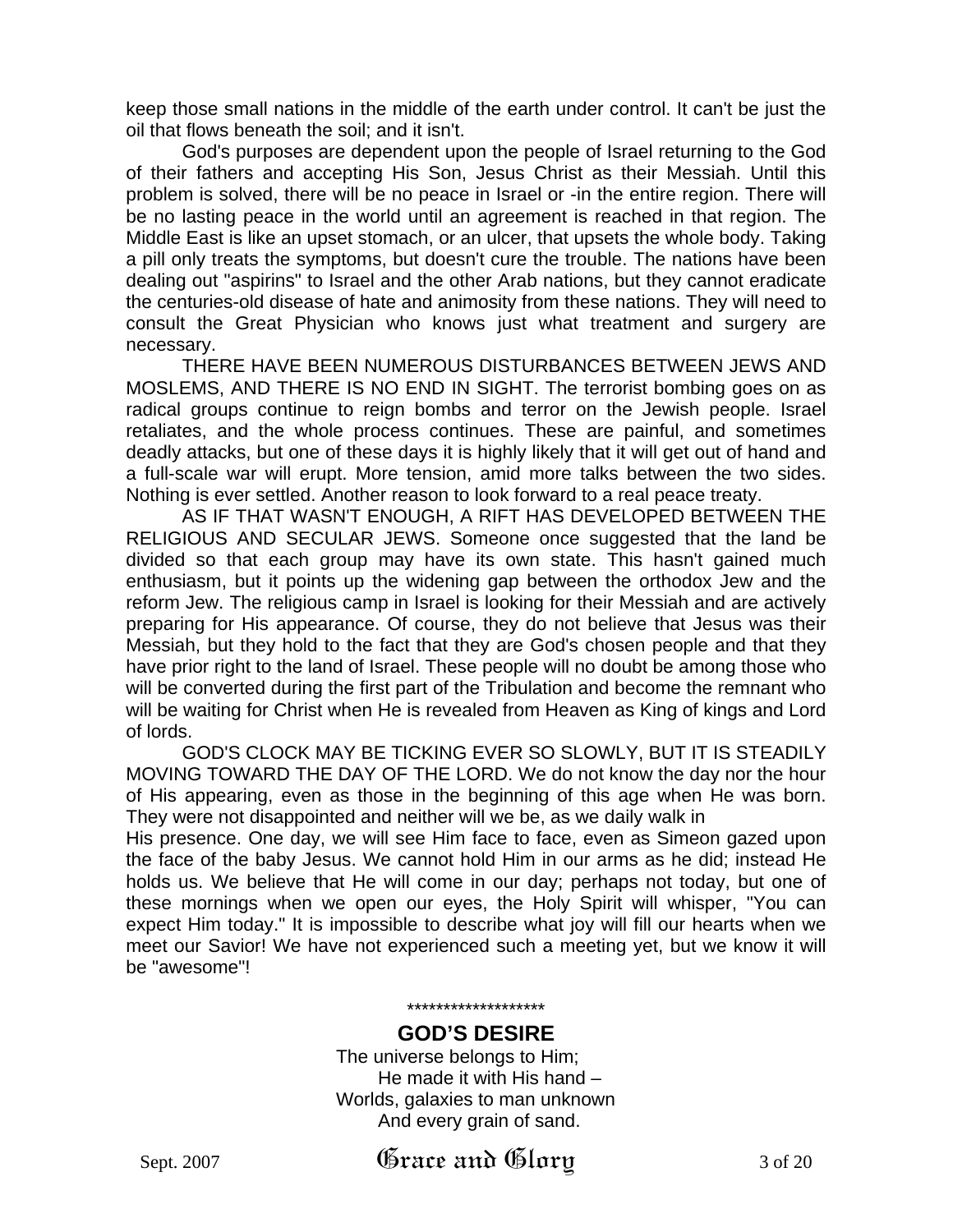keep those small nations in the middle of the earth under control. It can't be just the oil that flows beneath the soil; and it isn't.

God's purposes are dependent upon the people of Israel returning to the God of their fathers and accepting His Son, Jesus Christ as their Messiah. Until this problem is solved, there will be no peace in Israel or -in the entire region. There will be no lasting peace in the world until an agreement is reached in that region. The Middle East is like an upset stomach, or an ulcer, that upsets the whole body. Taking a pill only treats the symptoms, but doesn't cure the trouble. The nations have been dealing out "aspirins" to Israel and the other Arab nations, but they cannot eradicate the centuries-old disease of hate and animosity from these nations. They will need to consult the Great Physician who knows just what treatment and surgery are necessary.

THERE HAVE BEEN NUMEROUS DISTURBANCES BETWEEN JEWS AND MOSLEMS, AND THERE IS NO END IN SIGHT. The terrorist bombing goes on as radical groups continue to reign bombs and terror on the Jewish people. Israel retaliates, and the whole process continues. These are painful, and sometimes deadly attacks, but one of these days it is highly likely that it will get out of hand and a full-scale war will erupt. More tension, amid more talks between the two sides. Nothing is ever settled. Another reason to look forward to a real peace treaty.

AS IF THAT WASN'T ENOUGH, A RIFT HAS DEVELOPED BETWEEN THE RELIGIOUS AND SECULAR JEWS. Someone once suggested that the land be divided so that each group may have its own state. This hasn't gained much enthusiasm, but it points up the widening gap between the orthodox Jew and the reform Jew. The religious camp in Israel is looking for their Messiah and are actively preparing for His appearance. Of course, they do not believe that Jesus was their Messiah, but they hold to the fact that they are God's chosen people and that they have prior right to the land of Israel. These people will no doubt be among those who will be converted during the first part of the Tribulation and become the remnant who will be waiting for Christ when He is revealed from Heaven as King of kings and Lord of lords.

GOD'S CLOCK MAY BE TICKING EVER SO SLOWLY, BUT IT IS STEADILY MOVING TOWARD THE DAY OF THE LORD. We do not know the day nor the hour of His appearing, even as those in the beginning of this age when He was born. They were not disappointed and neither will we be, as we daily walk in His presence. One day, we will see Him face to face, even as Simeon gazed upon the face of the baby Jesus. We cannot hold Him in our arms as he did; instead He holds us. We believe that He will come in our day; perhaps not today, but one of these mornings when we open our eyes, the Holy Spirit will whisper, "You can expect Him today." It is impossible to describe what joy will fill our hearts when we meet our Savior! We have not experienced such a meeting yet, but we know it will be "awesome"!

*******************

## GOD'S DESIRE

The universe belongs to Him;
He made it with His hand –
Worlds, galaxies to man unknown
And every grain of sand.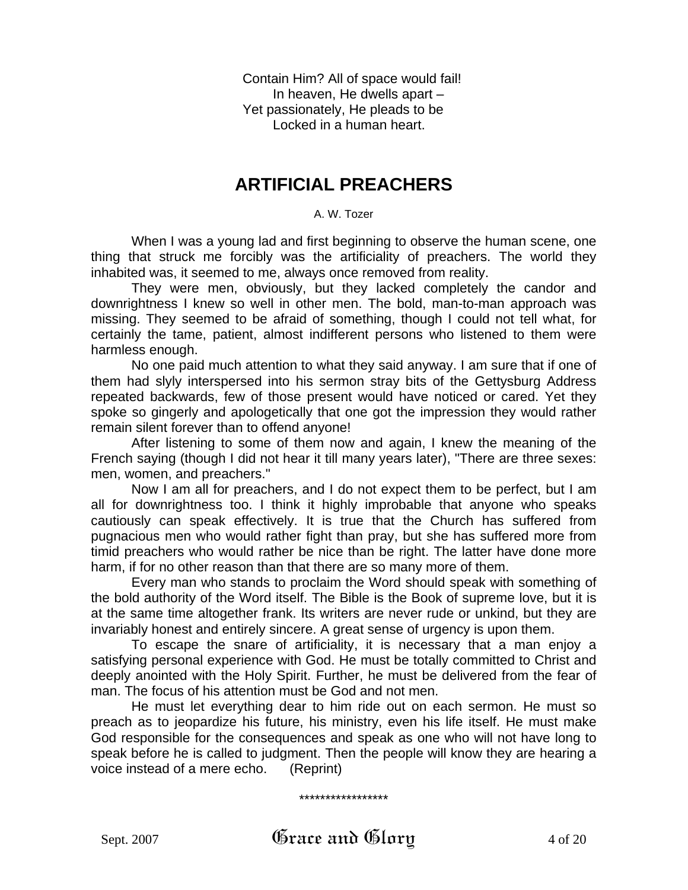Contain Him? All of space would fail!
In heaven, He dwells apart –
Yet passionately, He pleads to be
Locked in a human heart.

## ARTIFICIAL PREACHERS

A. W. Tozer

When I was a young lad and first beginning to observe the human scene, one thing that struck me forcibly was the artificiality of preachers. The world they inhabited was, it seemed to me, always once removed from reality.

They were men, obviously, but they lacked completely the candor and downrightness I knew so well in other men. The bold, man-to-man approach was missing. They seemed to be afraid of something, though I could not tell what, for certainly the tame, patient, almost indifferent persons who listened to them were harmless enough.

No one paid much attention to what they said anyway. I am sure that if one of them had slyly interspersed into his sermon stray bits of the Gettysburg Address repeated backwards, few of those present would have noticed or cared. Yet they spoke so gingerly and apologetically that one got the impression they would rather remain silent forever than to offend anyone!

After listening to some of them now and again, I knew the meaning of the French saying (though I did not hear it till many years later), "There are three sexes: men, women, and preachers."

Now I am all for preachers, and I do not expect them to be perfect, but I am all for downrightness too. I think it highly improbable that anyone who speaks cautiously can speak effectively. It is true that the Church has suffered from pugnacious men who would rather fight than pray, but she has suffered more from timid preachers who would rather be nice than be right. The latter have done more harm, if for no other reason than that there are so many more of them.

Every man who stands to proclaim the Word should speak with something of the bold authority of the Word itself. The Bible is the Book of supreme love, but it is at the same time altogether frank. Its writers are never rude or unkind, but they are invariably honest and entirely sincere. A great sense of urgency is upon them.

To escape the snare of artificiality, it is necessary that a man enjoy a satisfying personal experience with God. He must be totally committed to Christ and deeply anointed with the Holy Spirit. Further, he must be delivered from the fear of man. The focus of his attention must be God and not men.

He must let everything dear to him ride out on each sermon. He must so preach as to jeopardize his future, his ministry, even his life itself. He must make God responsible for the consequences and speak as one who will not have long to speak before he is called to judgment. Then the people will know they are hearing a voice instead of a mere echo. (Reprint)

*****************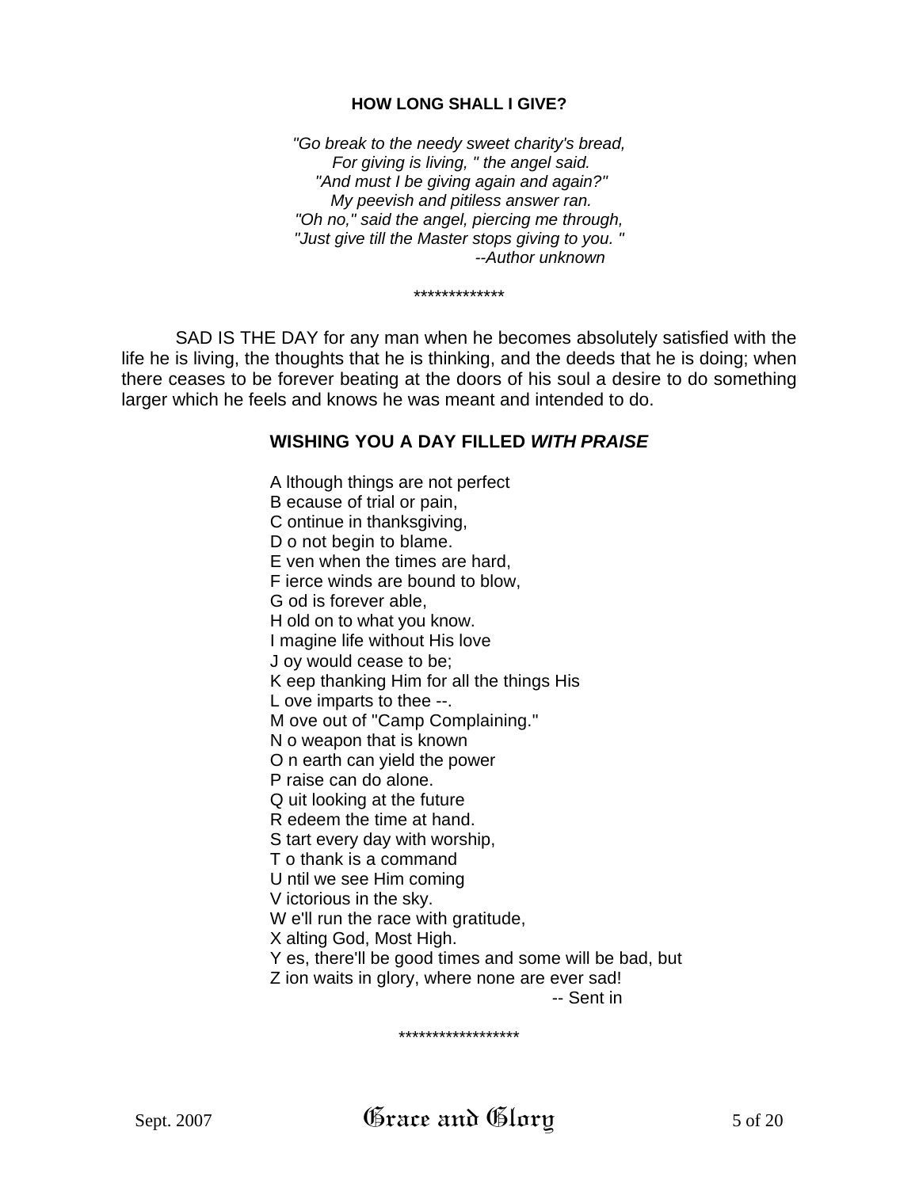### HOW LONG SHALL I GIVE?

*"Go break to the needy sweet charity's bread,*
*For giving is living, " the angel said.*
*"And must I be giving again and again?"*
*My peevish and pitiless answer ran.*
*"Oh no," said the angel, piercing me through,*
*"Just give till the Master stops giving to you. "*
*--Author unknown*

*************

SAD IS THE DAY for any man when he becomes absolutely satisfied with the life he is living, the thoughts that he is thinking, and the deeds that he is doing; when there ceases to be forever beating at the doors of his soul a desire to do something larger which he feels and knows he was meant and intended to do.

### WISHING YOU A DAY FILLED *WITH PRAISE*

A lthough things are not perfect
B ecause of trial or pain,
C ontinue in thanksgiving,
D o not begin to blame.
E ven when the times are hard,
F ierce winds are bound to blow,
G od is forever able,
H old on to what you know.
I magine life without His love
J oy would cease to be;
K eep thanking Him for all the things His
L ove imparts to thee --.
M ove out of "Camp Complaining."
N o weapon that is known
O n earth can yield the power
P raise can do alone.
Q uit looking at the future
R edeem the time at hand.
S tart every day with worship,
T o thank is a command
U ntil we see Him coming
V ictorious in the sky.
W e'll run the race with gratitude,
X alting God, Most High.
Y es, there'll be good times and some will be bad, but
Z ion waits in glory, where none are ever sad!
-- Sent in

******************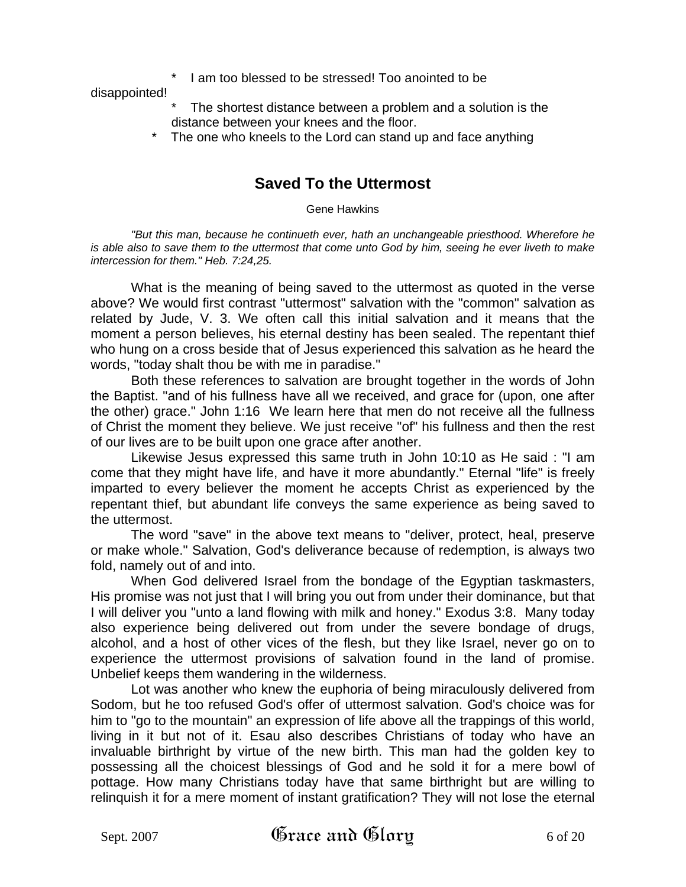* I am too blessed to be stressed! Too anointed to be disappointed!
* The shortest distance between a problem and a solution is the distance between your knees and the floor.
* The one who kneels to the Lord can stand up and face anything

## Saved To the Uttermost

Gene Hawkins

*"But this man, because he continueth ever, hath an unchangeable priesthood. Wherefore he is able also to save them to the uttermost that come unto God by him, seeing he ever liveth to make intercession for them." Heb. 7:24,25.*

What is the meaning of being saved to the uttermost as quoted in the verse above? We would first contrast "uttermost" salvation with the "common" salvation as related by Jude, V. 3. We often call this initial salvation and it means that the moment a person believes, his eternal destiny has been sealed. The repentant thief who hung on a cross beside that of Jesus experienced this salvation as he heard the words, "today shalt thou be with me in paradise."

Both these references to salvation are brought together in the words of John the Baptist. "and of his fullness have all we received, and grace for (upon, one after the other) grace." John 1:16 We learn here that men do not receive all the fullness of Christ the moment they believe. We just receive "of" his fullness and then the rest of our lives are to be built upon one grace after another.

Likewise Jesus expressed this same truth in John 10:10 as He said : "I am come that they might have life, and have it more abundantly." Eternal "life" is freely imparted to every believer the moment he accepts Christ as experienced by the repentant thief, but abundant life conveys the same experience as being saved to the uttermost.

The word "save" in the above text means to "deliver, protect, heal, preserve or make whole." Salvation, God's deliverance because of redemption, is always two fold, namely out of and into.

When God delivered Israel from the bondage of the Egyptian taskmasters, His promise was not just that I will bring you out from under their dominance, but that I will deliver you "unto a land flowing with milk and honey." Exodus 3:8. Many today also experience being delivered out from under the severe bondage of drugs, alcohol, and a host of other vices of the flesh, but they like Israel, never go on to experience the uttermost provisions of salvation found in the land of promise. Unbelief keeps them wandering in the wilderness.

Lot was another who knew the euphoria of being miraculously delivered from Sodom, but he too refused God's offer of uttermost salvation. God's choice was for him to "go to the mountain" an expression of life above all the trappings of this world, living in it but not of it. Esau also describes Christians of today who have an invaluable birthright by virtue of the new birth. This man had the golden key to possessing all the choicest blessings of God and he sold it for a mere bowl of pottage. How many Christians today have that same birthright but are willing to relinquish it for a mere moment of instant gratification? They will not lose the eternal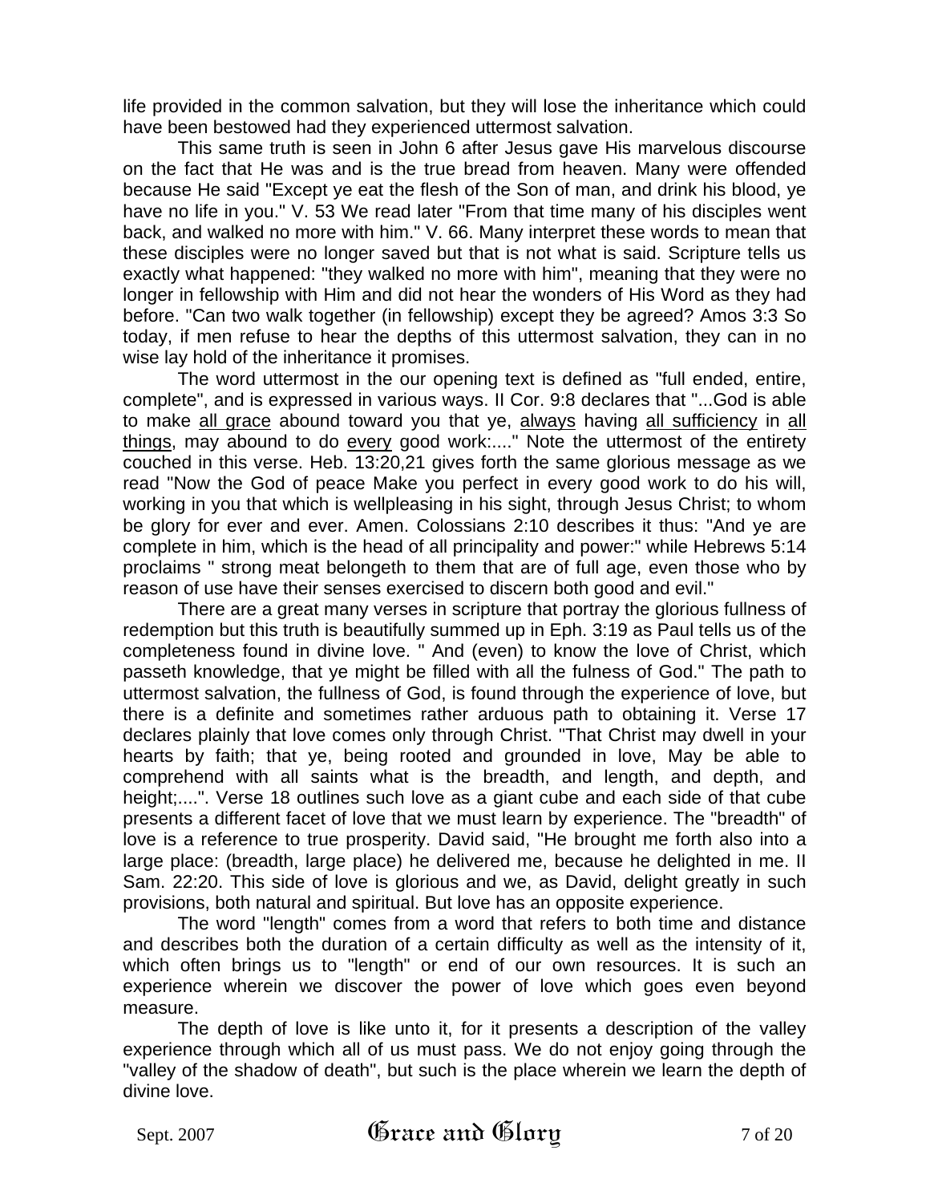life provided in the common salvation, but they will lose the inheritance which could have been bestowed had they experienced uttermost salvation.

This same truth is seen in John 6 after Jesus gave His marvelous discourse on the fact that He was and is the true bread from heaven. Many were offended because He said "Except ye eat the flesh of the Son of man, and drink his blood, ye have no life in you." V. 53 We read later "From that time many of his disciples went back, and walked no more with him." V. 66. Many interpret these words to mean that these disciples were no longer saved but that is not what is said. Scripture tells us exactly what happened: "they walked no more with him", meaning that they were no longer in fellowship with Him and did not hear the wonders of His Word as they had before. "Can two walk together (in fellowship) except they be agreed? Amos 3:3 So today, if men refuse to hear the depths of this uttermost salvation, they can in no wise lay hold of the inheritance it promises.

The word uttermost in the our opening text is defined as "full ended, entire, complete", and is expressed in various ways. II Cor. 9:8 declares that "...God is able to make <u>all grace</u> abound toward you that ye, <u>always</u> having <u>all sufficiency</u> in <u>all things</u>, may abound to do <u>every</u> good work:...." Note the uttermost of the entirety couched in this verse. Heb. 13:20,21 gives forth the same glorious message as we read "Now the God of peace Make you perfect in every good work to do his will, working in you that which is wellpleasing in his sight, through Jesus Christ; to whom be glory for ever and ever. Amen. Colossians 2:10 describes it thus: "And ye are complete in him, which is the head of all principality and power:" while Hebrews 5:14 proclaims " strong meat belongeth to them that are of full age, even those who by reason of use have their senses exercised to discern both good and evil."

There are a great many verses in scripture that portray the glorious fullness of redemption but this truth is beautifully summed up in Eph. 3:19 as Paul tells us of the completeness found in divine love. " And (even) to know the love of Christ, which passeth knowledge, that ye might be filled with all the fulness of God." The path to uttermost salvation, the fullness of God, is found through the experience of love, but there is a definite and sometimes rather arduous path to obtaining it. Verse 17 declares plainly that love comes only through Christ. "That Christ may dwell in your hearts by faith; that ye, being rooted and grounded in love, May be able to comprehend with all saints what is the breadth, and length, and depth, and height;....". Verse 18 outlines such love as a giant cube and each side of that cube presents a different facet of love that we must learn by experience. The "breadth" of love is a reference to true prosperity. David said, "He brought me forth also into a large place: (breadth, large place) he delivered me, because he delighted in me. II Sam. 22:20. This side of love is glorious and we, as David, delight greatly in such provisions, both natural and spiritual. But love has an opposite experience.

The word "length" comes from a word that refers to both time and distance and describes both the duration of a certain difficulty as well as the intensity of it, which often brings us to "length" or end of our own resources. It is such an experience wherein we discover the power of love which goes even beyond measure.

The depth of love is like unto it, for it presents a description of the valley experience through which all of us must pass. We do not enjoy going through the "valley of the shadow of death", but such is the place wherein we learn the depth of divine love.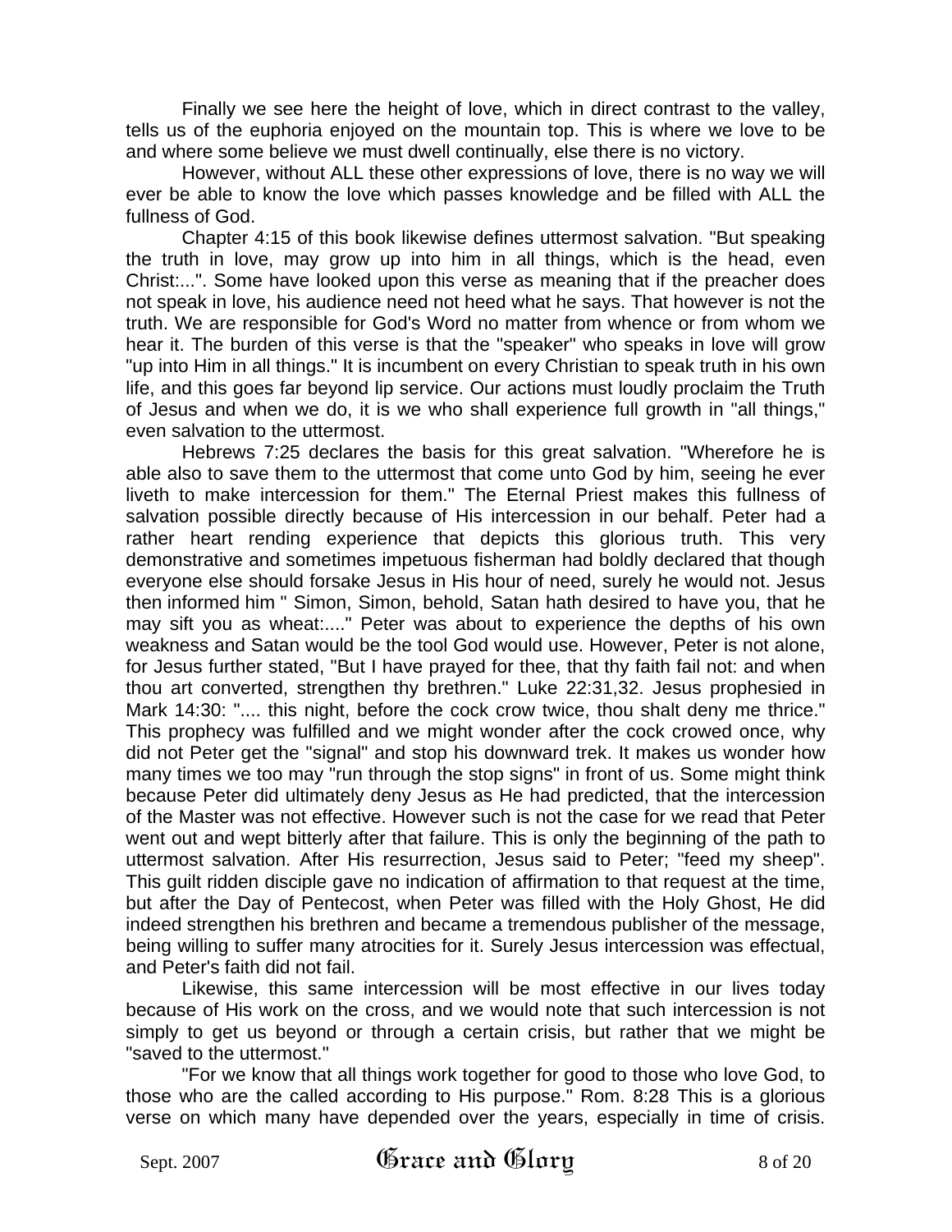Finally we see here the height of love, which in direct contrast to the valley, tells us of the euphoria enjoyed on the mountain top. This is where we love to be and where some believe we must dwell continually, else there is no victory.

However, without ALL these other expressions of love, there is no way we will ever be able to know the love which passes knowledge and be filled with ALL the fullness of God.

Chapter 4:15 of this book likewise defines uttermost salvation. "But speaking the truth in love, may grow up into him in all things, which is the head, even Christ:...". Some have looked upon this verse as meaning that if the preacher does not speak in love, his audience need not heed what he says. That however is not the truth. We are responsible for God's Word no matter from whence or from whom we hear it. The burden of this verse is that the "speaker" who speaks in love will grow "up into Him in all things." It is incumbent on every Christian to speak truth in his own life, and this goes far beyond lip service. Our actions must loudly proclaim the Truth of Jesus and when we do, it is we who shall experience full growth in "all things," even salvation to the uttermost.

Hebrews 7:25 declares the basis for this great salvation. "Wherefore he is able also to save them to the uttermost that come unto God by him, seeing he ever liveth to make intercession for them." The Eternal Priest makes this fullness of salvation possible directly because of His intercession in our behalf. Peter had a rather heart rending experience that depicts this glorious truth. This very demonstrative and sometimes impetuous fisherman had boldly declared that though everyone else should forsake Jesus in His hour of need, surely he would not. Jesus then informed him " Simon, Simon, behold, Satan hath desired to have you, that he may sift you as wheat:...." Peter was about to experience the depths of his own weakness and Satan would be the tool God would use. However, Peter is not alone, for Jesus further stated, "But I have prayed for thee, that thy faith fail not: and when thou art converted, strengthen thy brethren." Luke 22:31,32. Jesus prophesied in Mark 14:30: ".... this night, before the cock crow twice, thou shalt deny me thrice." This prophecy was fulfilled and we might wonder after the cock crowed once, why did not Peter get the "signal" and stop his downward trek. It makes us wonder how many times we too may "run through the stop signs" in front of us. Some might think because Peter did ultimately deny Jesus as He had predicted, that the intercession of the Master was not effective. However such is not the case for we read that Peter went out and wept bitterly after that failure. This is only the beginning of the path to uttermost salvation. After His resurrection, Jesus said to Peter; "feed my sheep". This guilt ridden disciple gave no indication of affirmation to that request at the time, but after the Day of Pentecost, when Peter was filled with the Holy Ghost, He did indeed strengthen his brethren and became a tremendous publisher of the message, being willing to suffer many atrocities for it. Surely Jesus intercession was effectual, and Peter's faith did not fail.

Likewise, this same intercession will be most effective in our lives today because of His work on the cross, and we would note that such intercession is not simply to get us beyond or through a certain crisis, but rather that we might be "saved to the uttermost."

"For we know that all things work together for good to those who love God, to those who are the called according to His purpose." Rom. 8:28 This is a glorious verse on which many have depended over the years, especially in time of crisis.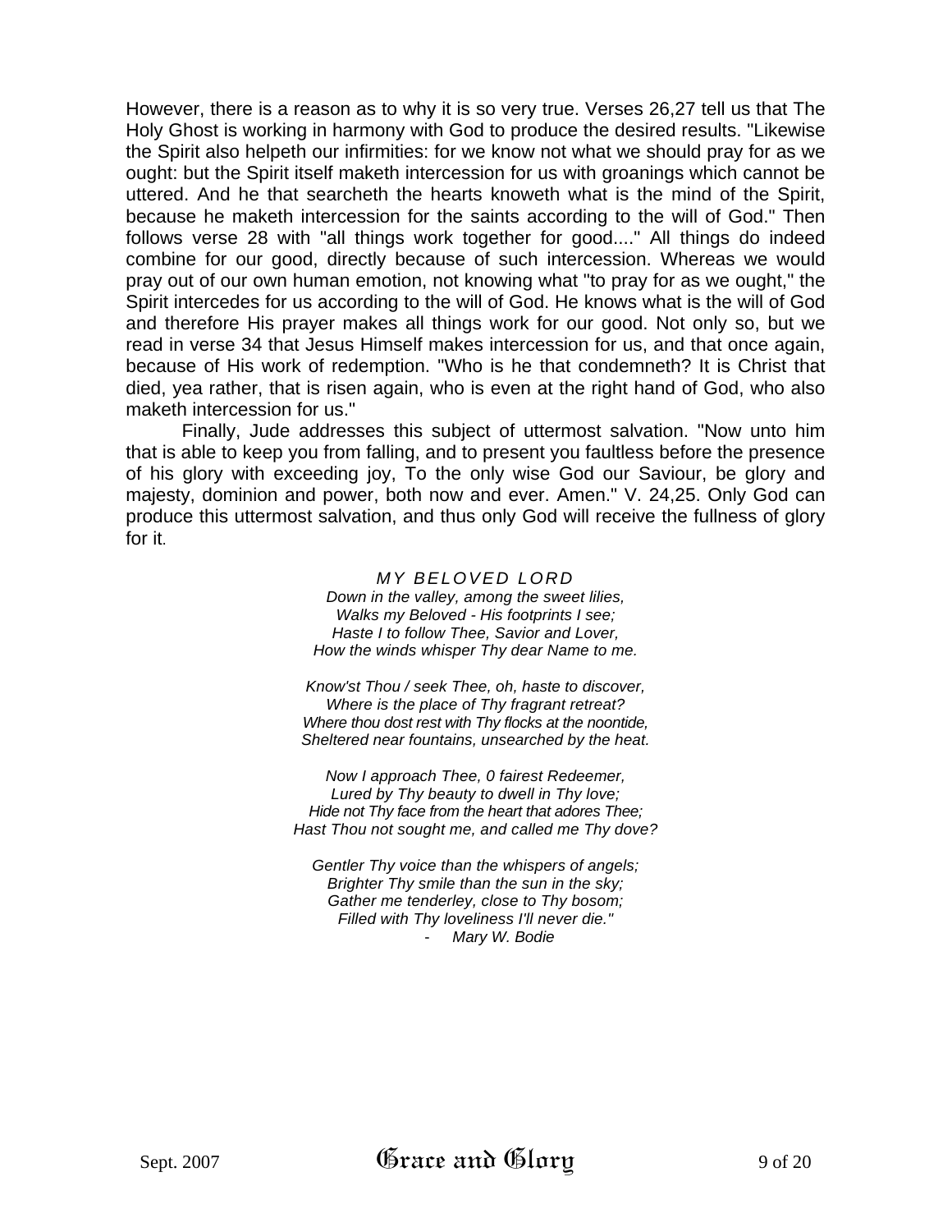However, there is a reason as to why it is so very true. Verses 26,27 tell us that The Holy Ghost is working in harmony with God to produce the desired results. "Likewise the Spirit also helpeth our infirmities: for we know not what we should pray for as we ought: but the Spirit itself maketh intercession for us with groanings which cannot be uttered. And he that searcheth the hearts knoweth what is the mind of the Spirit, because he maketh intercession for the saints according to the will of God." Then follows verse 28 with "all things work together for good...." All things do indeed combine for our good, directly because of such intercession. Whereas we would pray out of our own human emotion, not knowing what "to pray for as we ought," the Spirit intercedes for us according to the will of God. He knows what is the will of God and therefore His prayer makes all things work for our good. Not only so, but we read in verse 34 that Jesus Himself makes intercession for us, and that once again, because of His work of redemption. "Who is he that condemneth? It is Christ that died, yea rather, that is risen again, who is even at the right hand of God, who also maketh intercession for us."

Finally, Jude addresses this subject of uttermost salvation. "Now unto him that is able to keep you from falling, and to present you faultless before the presence of his glory with exceeding joy, To the only wise God our Saviour, be glory and majesty, dominion and power, both now and ever. Amen." V. 24,25. Only God can produce this uttermost salvation, and thus only God will receive the fullness of glory for it.

*MY BELOVED LORD*

*Down in the valley, among the sweet lilies,*
*Walks my Beloved - His footprints I see;*
*Haste I to follow Thee, Savior and Lover,*
*How the winds whisper Thy dear Name to me.*

*Know'st Thou / seek Thee, oh, haste to discover,*
*Where is the place of Thy fragrant retreat?*
*Where thou dost rest with Thy flocks at the noontide,*
*Sheltered near fountains, unsearched by the heat.*

*Now I approach Thee, 0 fairest Redeemer,*
*Lured by Thy beauty to dwell in Thy love;*
*Hide not Thy face from the heart that adores Thee;*
*Hast Thou not sought me, and called me Thy dove?*

*Gentler Thy voice than the whispers of angels;*
*Brighter Thy smile than the sun in the sky;*
*Gather me tenderley, close to Thy bosom;*
*Filled with Thy loveliness I'll never die."*

*- Mary W. Bodie*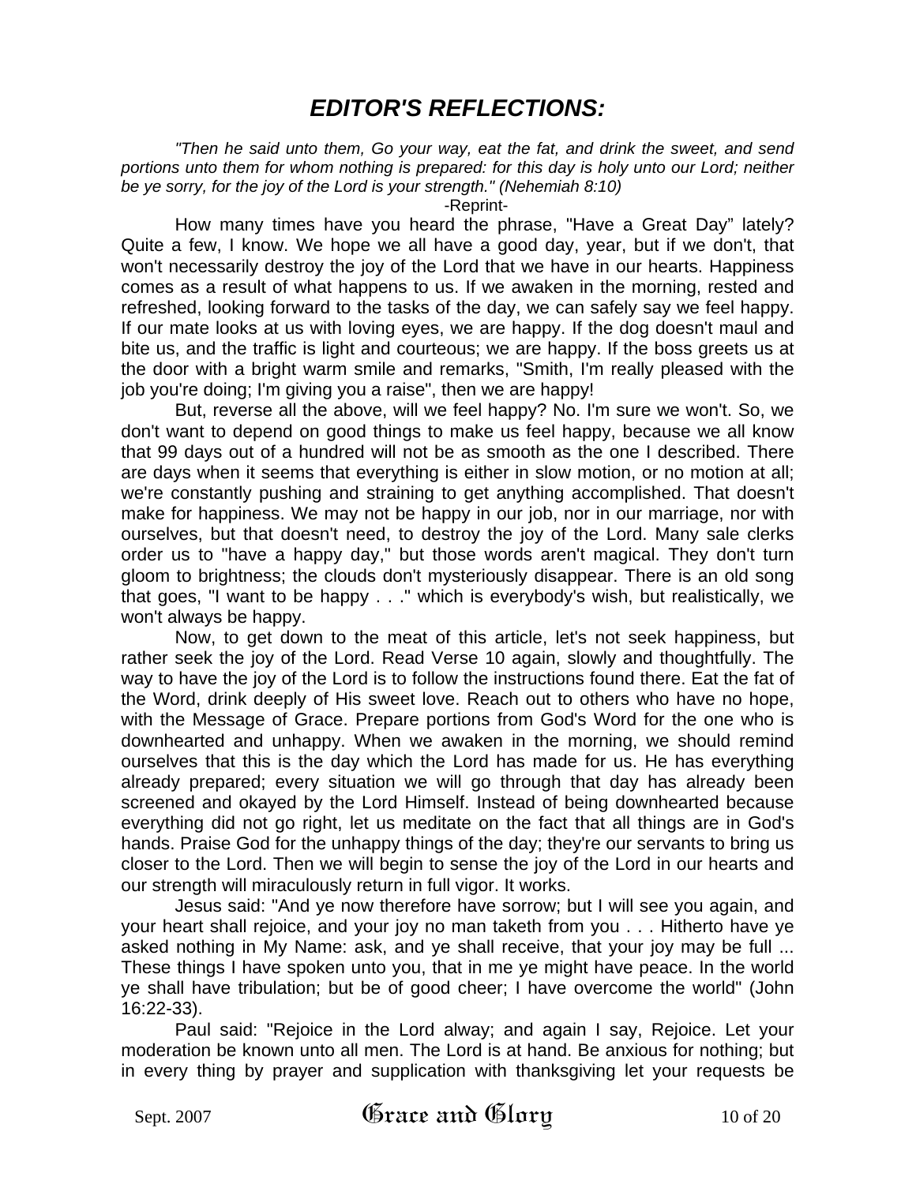# *EDITOR'S REFLECTIONS:*

*"Then he said unto them, Go your way, eat the fat, and drink the sweet, and send portions unto them for whom nothing is prepared: for this day is holy unto our Lord; neither be ye sorry, for the joy of the Lord is your strength." (Nehemiah 8:10)*

-Reprint-

How many times have you heard the phrase, "Have a Great Day" lately? Quite a few, I know. We hope we all have a good day, year, but if we don't, that won't necessarily destroy the joy of the Lord that we have in our hearts. Happiness comes as a result of what happens to us. If we awaken in the morning, rested and refreshed, looking forward to the tasks of the day, we can safely say we feel happy. If our mate looks at us with loving eyes, we are happy. If the dog doesn't maul and bite us, and the traffic is light and courteous; we are happy. If the boss greets us at the door with a bright warm smile and remarks, "Smith, I'm really pleased with the job you're doing; I'm giving you a raise", then we are happy!

But, reverse all the above, will we feel happy? No. I'm sure we won't. So, we don't want to depend on good things to make us feel happy, because we all know that 99 days out of a hundred will not be as smooth as the one I described. There are days when it seems that everything is either in slow motion, or no motion at all; we're constantly pushing and straining to get anything accomplished. That doesn't make for happiness. We may not be happy in our job, nor in our marriage, nor with ourselves, but that doesn't need, to destroy the joy of the Lord. Many sale clerks order us to "have a happy day," but those words aren't magical. They don't turn gloom to brightness; the clouds don't mysteriously disappear. There is an old song that goes, "I want to be happy . . ." which is everybody's wish, but realistically, we won't always be happy.

Now, to get down to the meat of this article, let's not seek happiness, but rather seek the joy of the Lord. Read Verse 10 again, slowly and thoughtfully. The way to have the joy of the Lord is to follow the instructions found there. Eat the fat of the Word, drink deeply of His sweet love. Reach out to others who have no hope, with the Message of Grace. Prepare portions from God's Word for the one who is downhearted and unhappy. When we awaken in the morning, we should remind ourselves that this is the day which the Lord has made for us. He has everything already prepared; every situation we will go through that day has already been screened and okayed by the Lord Himself. Instead of being downhearted because everything did not go right, let us meditate on the fact that all things are in God's hands. Praise God for the unhappy things of the day; they're our servants to bring us closer to the Lord. Then we will begin to sense the joy of the Lord in our hearts and our strength will miraculously return in full vigor. It works.

Jesus said: "And ye now therefore have sorrow; but I will see you again, and your heart shall rejoice, and your joy no man taketh from you . . . Hitherto have ye asked nothing in My Name: ask, and ye shall receive, that your joy may be full ... These things I have spoken unto you, that in me ye might have peace. In the world ye shall have tribulation; but be of good cheer; I have overcome the world" (John 16:22-33).

Paul said: "Rejoice in the Lord alway; and again I say, Rejoice. Let your moderation be known unto all men. The Lord is at hand. Be anxious for nothing; but in every thing by prayer and supplication with thanksgiving let your requests be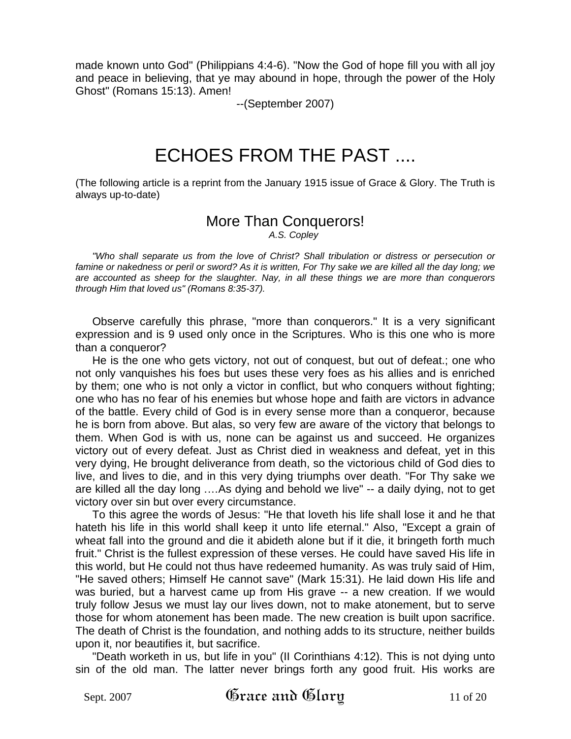made known unto God" (Philippians 4:4-6). "Now the God of hope fill you with all joy and peace in believing, that ye may abound in hope, through the power of the Holy Ghost" (Romans 15:13). Amen!

--(September 2007)

# ECHOES FROM THE PAST ....

(The following article is a reprint from the January 1915 issue of Grace & Glory. The Truth is always up-to-date)

## More Than Conquerors!

*A.S. Copley*

*"Who shall separate us from the love of Christ? Shall tribulation or distress or persecution or famine or nakedness or peril or sword? As it is written, For Thy sake we are killed all the day long; we are accounted as sheep for the slaughter. Nay, in all these things we are more than conquerors through Him that loved us" (Romans 8:35-37).*

Observe carefully this phrase, "more than conquerors." It is a very significant expression and is 9 used only once in the Scriptures. Who is this one who is more than a conqueror?

He is the one who gets victory, not out of conquest, but out of defeat.; one who not only vanquishes his foes but uses these very foes as his allies and is enriched by them; one who is not only a victor in conflict, but who conquers without fighting; one who has no fear of his enemies but whose hope and faith are victors in advance of the battle. Every child of God is in every sense more than a conqueror, because he is born from above. But alas, so very few are aware of the victory that belongs to them. When God is with us, none can be against us and succeed. He organizes victory out of every defeat. Just as Christ died in weakness and defeat, yet in this very dying, He brought deliverance from death, so the victorious child of God dies to live, and lives to die, and in this very dying triumphs over death. "For Thy sake we are killed all the day long ….As dying and behold we live" -- a daily dying, not to get victory over sin but over every circumstance.

To this agree the words of Jesus: "He that loveth his life shall lose it and he that hateth his life in this world shall keep it unto life eternal." Also, "Except a grain of wheat fall into the ground and die it abideth alone but if it die, it bringeth forth much fruit." Christ is the fullest expression of these verses. He could have saved His life in this world, but He could not thus have redeemed humanity. As was truly said of Him, "He saved others; Himself He cannot save" (Mark 15:31). He laid down His life and was buried, but a harvest came up from His grave -- a new creation. If we would truly follow Jesus we must lay our lives down, not to make atonement, but to serve those for whom atonement has been made. The new creation is built upon sacrifice. The death of Christ is the foundation, and nothing adds to its structure, neither builds upon it, nor beautifies it, but sacrifice.

"Death worketh in us, but life in you" (II Corinthians 4:12). This is not dying unto sin of the old man. The latter never brings forth any good fruit. His works are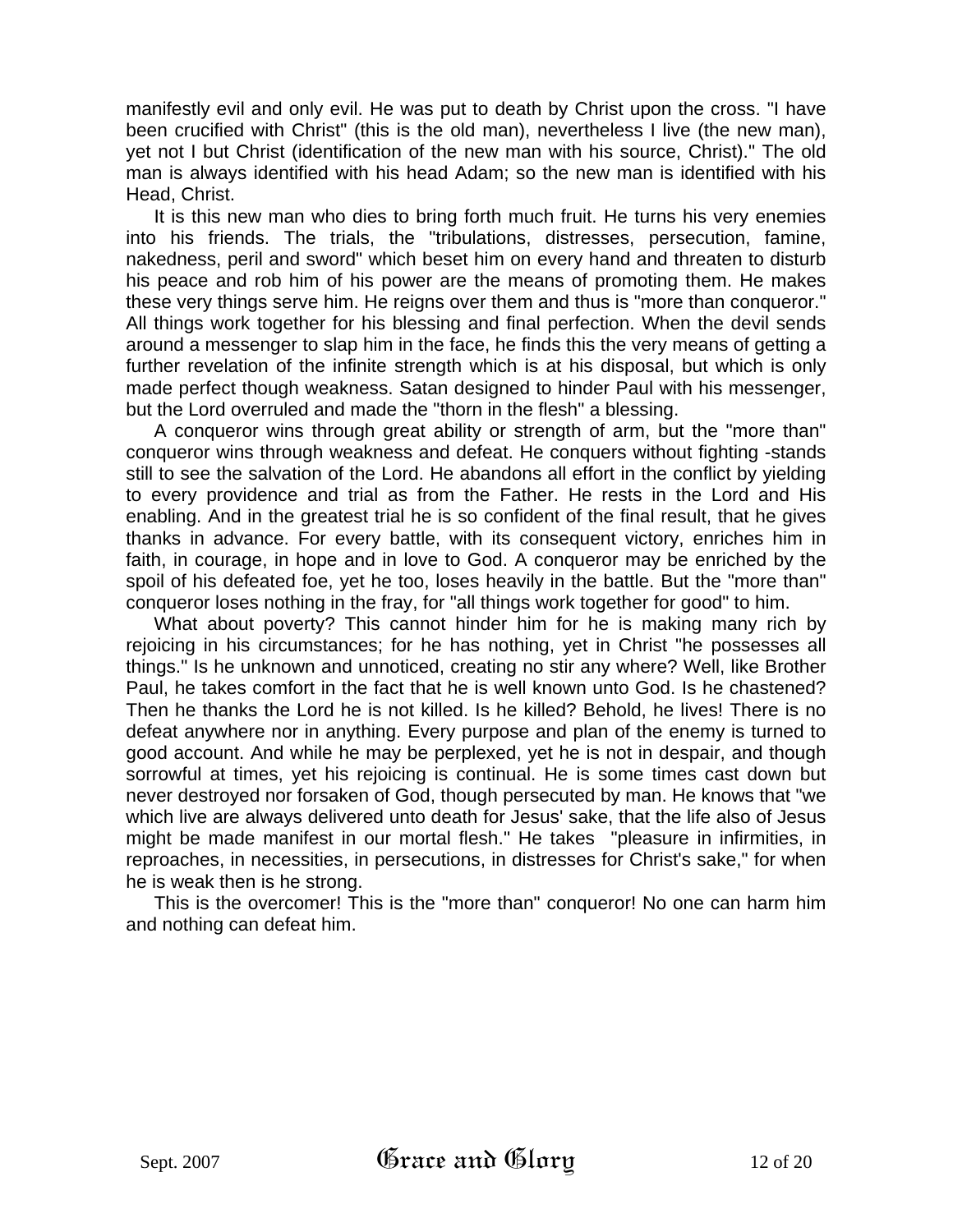manifestly evil and only evil. He was put to death by Christ upon the cross. "I have been crucified with Christ" (this is the old man), nevertheless I live (the new man), yet not I but Christ (identification of the new man with his source, Christ)." The old man is always identified with his head Adam; so the new man is identified with his Head, Christ.

It is this new man who dies to bring forth much fruit. He turns his very enemies into his friends. The trials, the "tribulations, distresses, persecution, famine, nakedness, peril and sword" which beset him on every hand and threaten to disturb his peace and rob him of his power are the means of promoting them. He makes these very things serve him. He reigns over them and thus is "more than conqueror." All things work together for his blessing and final perfection. When the devil sends around a messenger to slap him in the face, he finds this the very means of getting a further revelation of the infinite strength which is at his disposal, but which is only made perfect though weakness. Satan designed to hinder Paul with his messenger, but the Lord overruled and made the "thorn in the flesh" a blessing.

A conqueror wins through great ability or strength of arm, but the "more than" conqueror wins through weakness and defeat. He conquers without fighting -stands still to see the salvation of the Lord. He abandons all effort in the conflict by yielding to every providence and trial as from the Father. He rests in the Lord and His enabling. And in the greatest trial he is so confident of the final result, that he gives thanks in advance. For every battle, with its consequent victory, enriches him in faith, in courage, in hope and in love to God. A conqueror may be enriched by the spoil of his defeated foe, yet he too, loses heavily in the battle. But the "more than" conqueror loses nothing in the fray, for "all things work together for good" to him.

What about poverty? This cannot hinder him for he is making many rich by rejoicing in his circumstances; for he has nothing, yet in Christ "he possesses all things." Is he unknown and unnoticed, creating no stir any where? Well, like Brother Paul, he takes comfort in the fact that he is well known unto God. Is he chastened? Then he thanks the Lord he is not killed. Is he killed? Behold, he lives! There is no defeat anywhere nor in anything. Every purpose and plan of the enemy is turned to good account. And while he may be perplexed, yet he is not in despair, and though sorrowful at times, yet his rejoicing is continual. He is some times cast down but never destroyed nor forsaken of God, though persecuted by man. He knows that "we which live are always delivered unto death for Jesus' sake, that the life also of Jesus might be made manifest in our mortal flesh." He takes "pleasure in infirmities, in reproaches, in necessities, in persecutions, in distresses for Christ's sake," for when he is weak then is he strong.

This is the overcomer! This is the "more than" conqueror! No one can harm him and nothing can defeat him.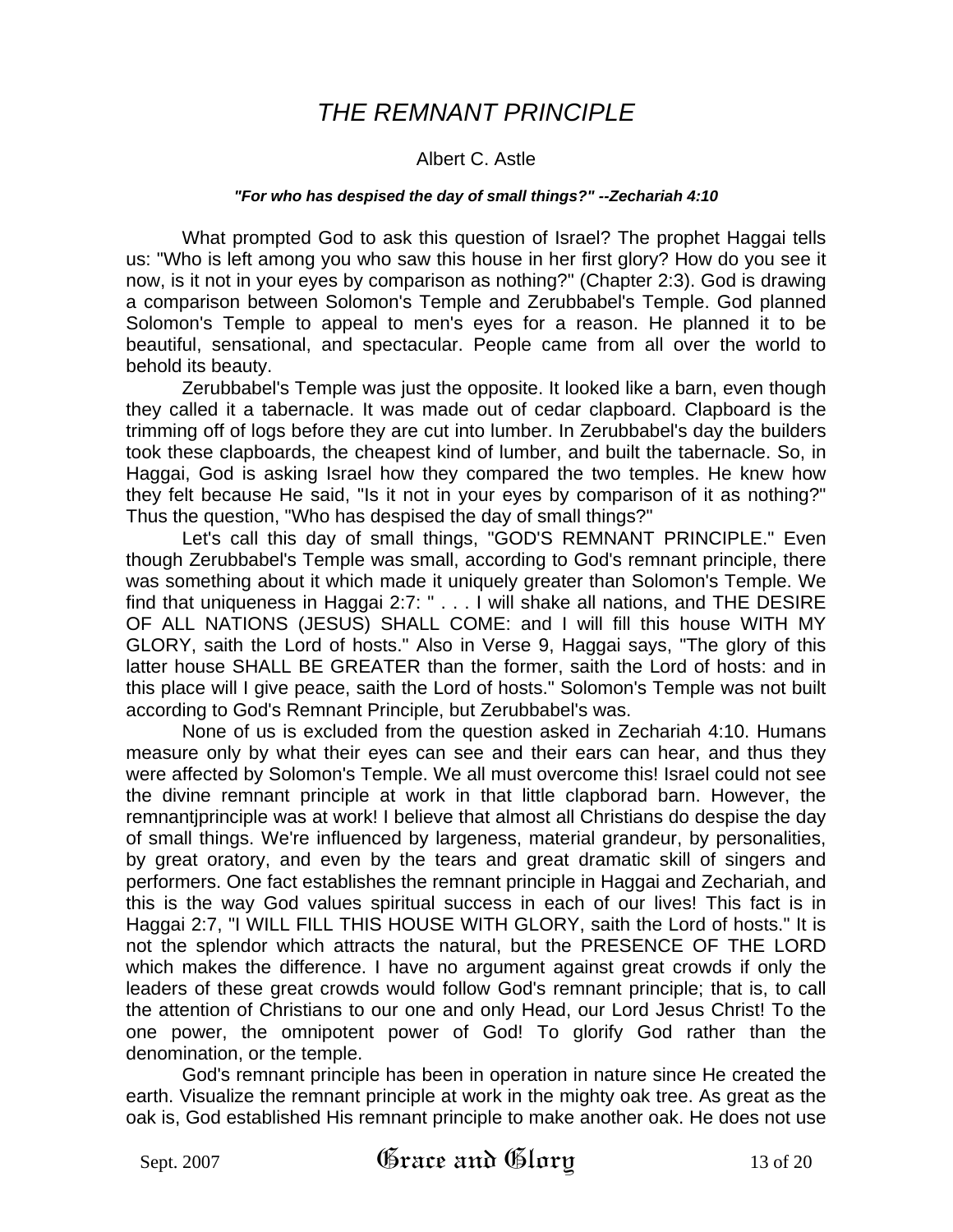# *THE REMNANT PRINCIPLE*

Albert C. Astle

***"For who has despised the day of small things?" --Zechariah 4:10***

What prompted God to ask this question of Israel? The prophet Haggai tells us: "Who is left among you who saw this house in her first glory? How do you see it now, is it not in your eyes by comparison as nothing?" (Chapter 2:3). God is drawing a comparison between Solomon's Temple and Zerubbabel's Temple. God planned Solomon's Temple to appeal to men's eyes for a reason. He planned it to be beautiful, sensational, and spectacular. People came from all over the world to behold its beauty.

Zerubbabel's Temple was just the opposite. It looked like a barn, even though they called it a tabernacle. It was made out of cedar clapboard. Clapboard is the trimming off of logs before they are cut into lumber. In Zerubbabel's day the builders took these clapboards, the cheapest kind of lumber, and built the tabernacle. So, in Haggai, God is asking Israel how they compared the two temples. He knew how they felt because He said, "Is it not in your eyes by comparison of it as nothing?" Thus the question, "Who has despised the day of small things?"

Let's call this day of small things, "GOD'S REMNANT PRINCIPLE." Even though Zerubbabel's Temple was small, according to God's remnant principle, there was something about it which made it uniquely greater than Solomon's Temple. We find that uniqueness in Haggai 2:7: " . . . I will shake all nations, and THE DESIRE OF ALL NATIONS (JESUS) SHALL COME: and I will fill this house WITH MY GLORY, saith the Lord of hosts." Also in Verse 9, Haggai says, "The glory of this latter house SHALL BE GREATER than the former, saith the Lord of hosts: and in this place will I give peace, saith the Lord of hosts." Solomon's Temple was not built according to God's Remnant Principle, but Zerubbabel's was.

None of us is excluded from the question asked in Zechariah 4:10. Humans measure only by what their eyes can see and their ears can hear, and thus they were affected by Solomon's Temple. We all must overcome this! Israel could not see the divine remnant principle at work in that little clapborad barn. However, the remnantjprinciple was at work! I believe that almost all Christians do despise the day of small things. We're influenced by largeness, material grandeur, by personalities, by great oratory, and even by the tears and great dramatic skill of singers and performers. One fact establishes the remnant principle in Haggai and Zechariah, and this is the way God values spiritual success in each of our lives! This fact is in Haggai 2:7, "I WILL FILL THIS HOUSE WITH GLORY, saith the Lord of hosts." It is not the splendor which attracts the natural, but the PRESENCE OF THE LORD which makes the difference. I have no argument against great crowds if only the leaders of these great crowds would follow God's remnant principle; that is, to call the attention of Christians to our one and only Head, our Lord Jesus Christ! To the one power, the omnipotent power of God! To glorify God rather than the denomination, or the temple.

God's remnant principle has been in operation in nature since He created the earth. Visualize the remnant principle at work in the mighty oak tree. As great as the oak is, God established His remnant principle to make another oak. He does not use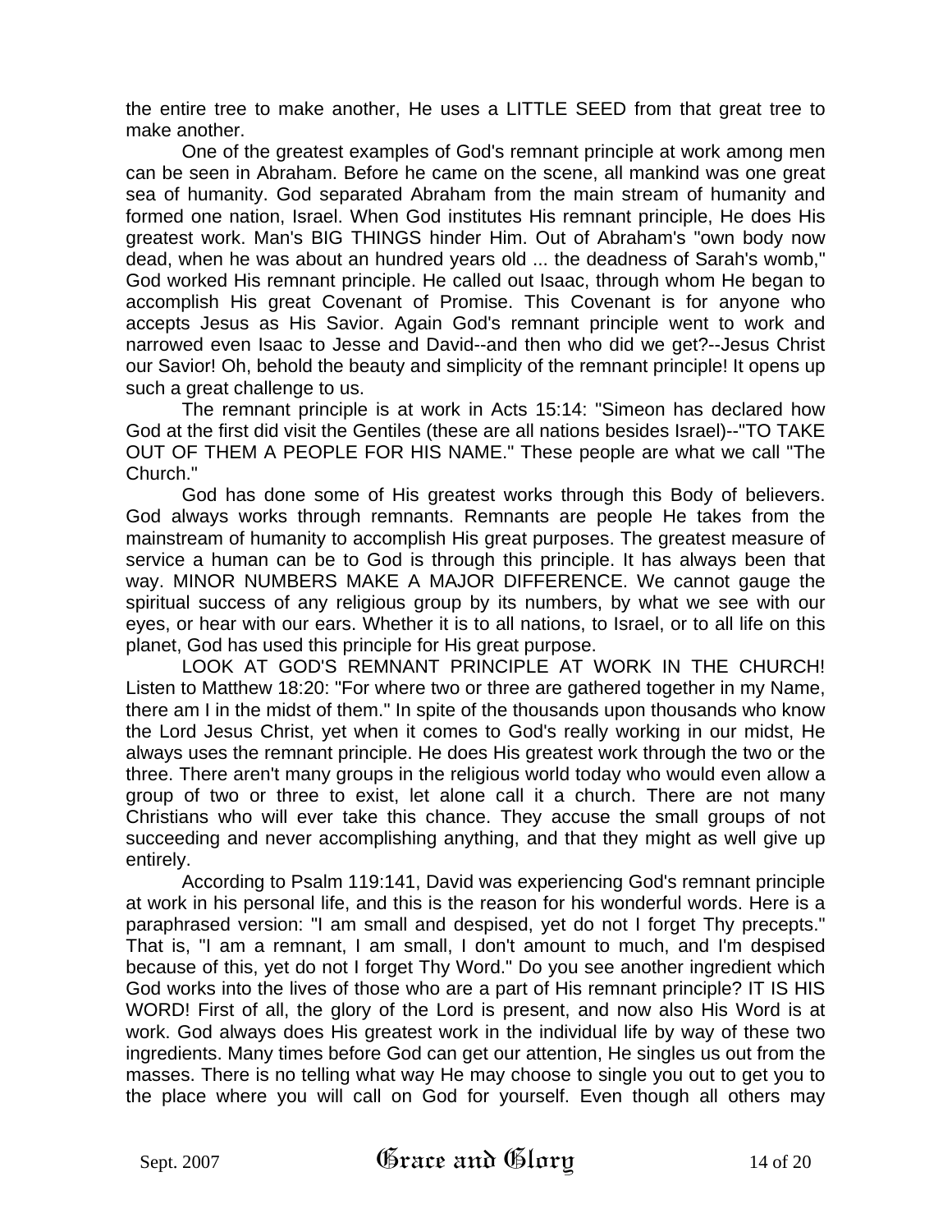the entire tree to make another, He uses a LITTLE SEED from that great tree to make another.

One of the greatest examples of God's remnant principle at work among men can be seen in Abraham. Before he came on the scene, all mankind was one great sea of humanity. God separated Abraham from the main stream of humanity and formed one nation, Israel. When God institutes His remnant principle, He does His greatest work. Man's BIG THINGS hinder Him. Out of Abraham's "own body now dead, when he was about an hundred years old ... the deadness of Sarah's womb," God worked His remnant principle. He called out Isaac, through whom He began to accomplish His great Covenant of Promise. This Covenant is for anyone who accepts Jesus as His Savior. Again God's remnant principle went to work and narrowed even Isaac to Jesse and David--and then who did we get?--Jesus Christ our Savior! Oh, behold the beauty and simplicity of the remnant principle! It opens up such a great challenge to us.

The remnant principle is at work in Acts 15:14: "Simeon has declared how God at the first did visit the Gentiles (these are all nations besides Israel)--"TO TAKE OUT OF THEM A PEOPLE FOR HIS NAME." These people are what we call "The Church."

God has done some of His greatest works through this Body of believers. God always works through remnants. Remnants are people He takes from the mainstream of humanity to accomplish His great purposes. The greatest measure of service a human can be to God is through this principle. It has always been that way. MINOR NUMBERS MAKE A MAJOR DIFFERENCE. We cannot gauge the spiritual success of any religious group by its numbers, by what we see with our eyes, or hear with our ears. Whether it is to all nations, to Israel, or to all life on this planet, God has used this principle for His great purpose.

LOOK AT GOD'S REMNANT PRINCIPLE AT WORK IN THE CHURCH! Listen to Matthew 18:20: "For where two or three are gathered together in my Name, there am I in the midst of them." In spite of the thousands upon thousands who know the Lord Jesus Christ, yet when it comes to God's really working in our midst, He always uses the remnant principle. He does His greatest work through the two or the three. There aren't many groups in the religious world today who would even allow a group of two or three to exist, let alone call it a church. There are not many Christians who will ever take this chance. They accuse the small groups of not succeeding and never accomplishing anything, and that they might as well give up entirely.

According to Psalm 119:141, David was experiencing God's remnant principle at work in his personal life, and this is the reason for his wonderful words. Here is a paraphrased version: "I am small and despised, yet do not I forget Thy precepts." That is, "I am a remnant, I am small, I don't amount to much, and I'm despised because of this, yet do not I forget Thy Word." Do you see another ingredient which God works into the lives of those who are a part of His remnant principle? IT IS HIS WORD! First of all, the glory of the Lord is present, and now also His Word is at work. God always does His greatest work in the individual life by way of these two ingredients. Many times before God can get our attention, He singles us out from the masses. There is no telling what way He may choose to single you out to get you to the place where you will call on God for yourself. Even though all others may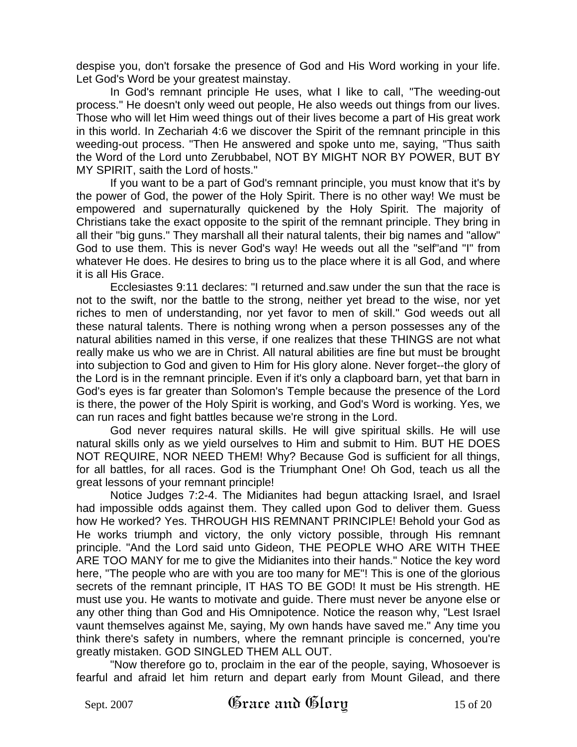despise you, don't forsake the presence of God and His Word working in your life. Let God's Word be your greatest mainstay.

In God's remnant principle He uses, what I like to call, "The weeding-out process." He doesn't only weed out people, He also weeds out things from our lives. Those who will let Him weed things out of their lives become a part of His great work in this world. In Zechariah 4:6 we discover the Spirit of the remnant principle in this weeding-out process. "Then He answered and spoke unto me, saying, "Thus saith the Word of the Lord unto Zerubbabel, NOT BY MIGHT NOR BY POWER, BUT BY MY SPIRIT, saith the Lord of hosts."

If you want to be a part of God's remnant principle, you must know that it's by the power of God, the power of the Holy Spirit. There is no other way! We must be empowered and supernaturally quickened by the Holy Spirit. The majority of Christians take the exact opposite to the spirit of the remnant principle. They bring in all their "big guns." They marshall all their natural talents, their big names and "allow" God to use them. This is never God's way! He weeds out all the "self"and "I" from whatever He does. He desires to bring us to the place where it is all God, and where it is all His Grace.

Ecclesiastes 9:11 declares: "I returned and.saw under the sun that the race is not to the swift, nor the battle to the strong, neither yet bread to the wise, nor yet riches to men of understanding, nor yet favor to men of skill." God weeds out all these natural talents. There is nothing wrong when a person possesses any of the natural abilities named in this verse, if one realizes that these THINGS are not what really make us who we are in Christ. All natural abilities are fine but must be brought into subjection to God and given to Him for His glory alone. Never forget--the glory of the Lord is in the remnant principle. Even if it's only a clapboard barn, yet that barn in God's eyes is far greater than Solomon's Temple because the presence of the Lord is there, the power of the Holy Spirit is working, and God's Word is working. Yes, we can run races and fight battles because we're strong in the Lord.

God never requires natural skills. He will give spiritual skills. He will use natural skills only as we yield ourselves to Him and submit to Him. BUT HE DOES NOT REQUIRE, NOR NEED THEM! Why? Because God is sufficient for all things, for all battles, for all races. God is the Triumphant One! Oh God, teach us all the great lessons of your remnant principle!

Notice Judges 7:2-4. The Midianites had begun attacking Israel, and Israel had impossible odds against them. They called upon God to deliver them. Guess how He worked? Yes. THROUGH HIS REMNANT PRINCIPLE! Behold your God as He works triumph and victory, the only victory possible, through His remnant principle. "And the Lord said unto Gideon, THE PEOPLE WHO ARE WITH THEE ARE TOO MANY for me to give the Midianites into their hands." Notice the key word here, "The people who are with you are too many for ME"! This is one of the glorious secrets of the remnant principle, IT HAS TO BE GOD! It must be His strength. HE must use you. He wants to motivate and guide. There must never be anyone else or any other thing than God and His Omnipotence. Notice the reason why, "Lest Israel vaunt themselves against Me, saying, My own hands have saved me." Any time you think there's safety in numbers, where the remnant principle is concerned, you're greatly mistaken. GOD SINGLED THEM ALL OUT.

"Now therefore go to, proclaim in the ear of the people, saying, Whosoever is fearful and afraid let him return and depart early from Mount Gilead, and there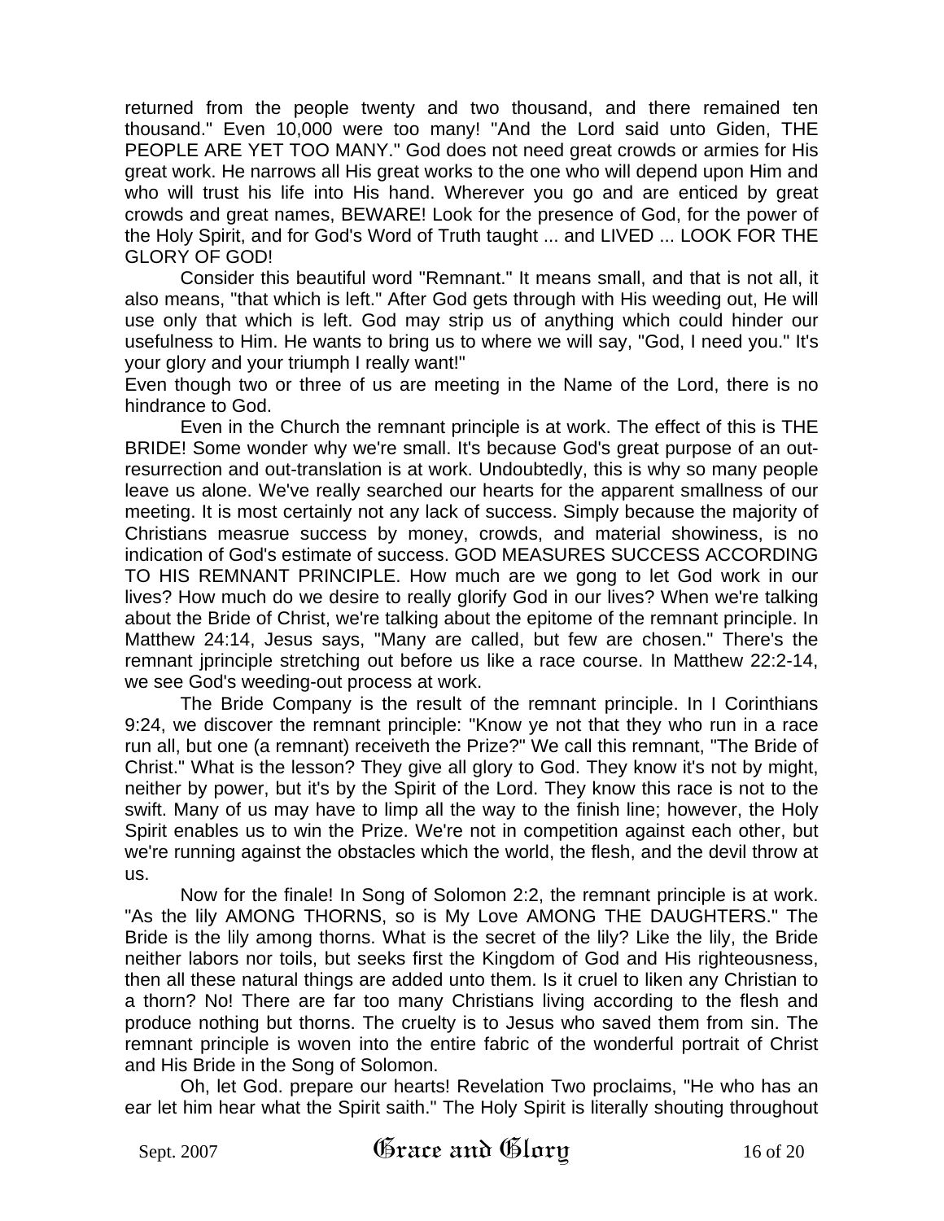returned from the people twenty and two thousand, and there remained ten thousand." Even 10,000 were too many! "And the Lord said unto Giden, THE PEOPLE ARE YET TOO MANY." God does not need great crowds or armies for His great work. He narrows all His great works to the one who will depend upon Him and who will trust his life into His hand. Wherever you go and are enticed by great crowds and great names, BEWARE! Look for the presence of God, for the power of the Holy Spirit, and for God's Word of Truth taught ... and LIVED ... LOOK FOR THE GLORY OF GOD!

Consider this beautiful word "Remnant." It means small, and that is not all, it also means, "that which is left." After God gets through with His weeding out, He will use only that which is left. God may strip us of anything which could hinder our usefulness to Him. He wants to bring us to where we will say, "God, I need you." It's your glory and your triumph I really want!"

Even though two or three of us are meeting in the Name of the Lord, there is no hindrance to God.

Even in the Church the remnant principle is at work. The effect of this is THE BRIDE! Some wonder why we're small. It's because God's great purpose of an out-resurrection and out-translation is at work. Undoubtedly, this is why so many people leave us alone. We've really searched our hearts for the apparent smallness of our meeting. It is most certainly not any lack of success. Simply because the majority of Christians measrue success by money, crowds, and material showiness, is no indication of God's estimate of success. GOD MEASURES SUCCESS ACCORDING TO HIS REMNANT PRINCIPLE. How much are we gong to let God work in our lives? How much do we desire to really glorify God in our lives? When we're talking about the Bride of Christ, we're talking about the epitome of the remnant principle. In Matthew 24:14, Jesus says, "Many are called, but few are chosen." There's the remnant jprinciple stretching out before us like a race course. In Matthew 22:2-14, we see God's weeding-out process at work.

The Bride Company is the result of the remnant principle. In I Corinthians 9:24, we discover the remnant principle: "Know ye not that they who run in a race run all, but one (a remnant) receiveth the Prize?" We call this remnant, "The Bride of Christ." What is the lesson? They give all glory to God. They know it's not by might, neither by power, but it's by the Spirit of the Lord. They know this race is not to the swift. Many of us may have to limp all the way to the finish line; however, the Holy Spirit enables us to win the Prize. We're not in competition against each other, but we're running against the obstacles which the world, the flesh, and the devil throw at us.

Now for the finale! In Song of Solomon 2:2, the remnant principle is at work. "As the lily AMONG THORNS, so is My Love AMONG THE DAUGHTERS." The Bride is the lily among thorns. What is the secret of the lily? Like the lily, the Bride neither labors nor toils, but seeks first the Kingdom of God and His righteousness, then all these natural things are added unto them. Is it cruel to liken any Christian to a thorn? No! There are far too many Christians living according to the flesh and produce nothing but thorns. The cruelty is to Jesus who saved them from sin. The remnant principle is woven into the entire fabric of the wonderful portrait of Christ and His Bride in the Song of Solomon.

Oh, let God. prepare our hearts! Revelation Two proclaims, "He who has an ear let him hear what the Spirit saith." The Holy Spirit is literally shouting throughout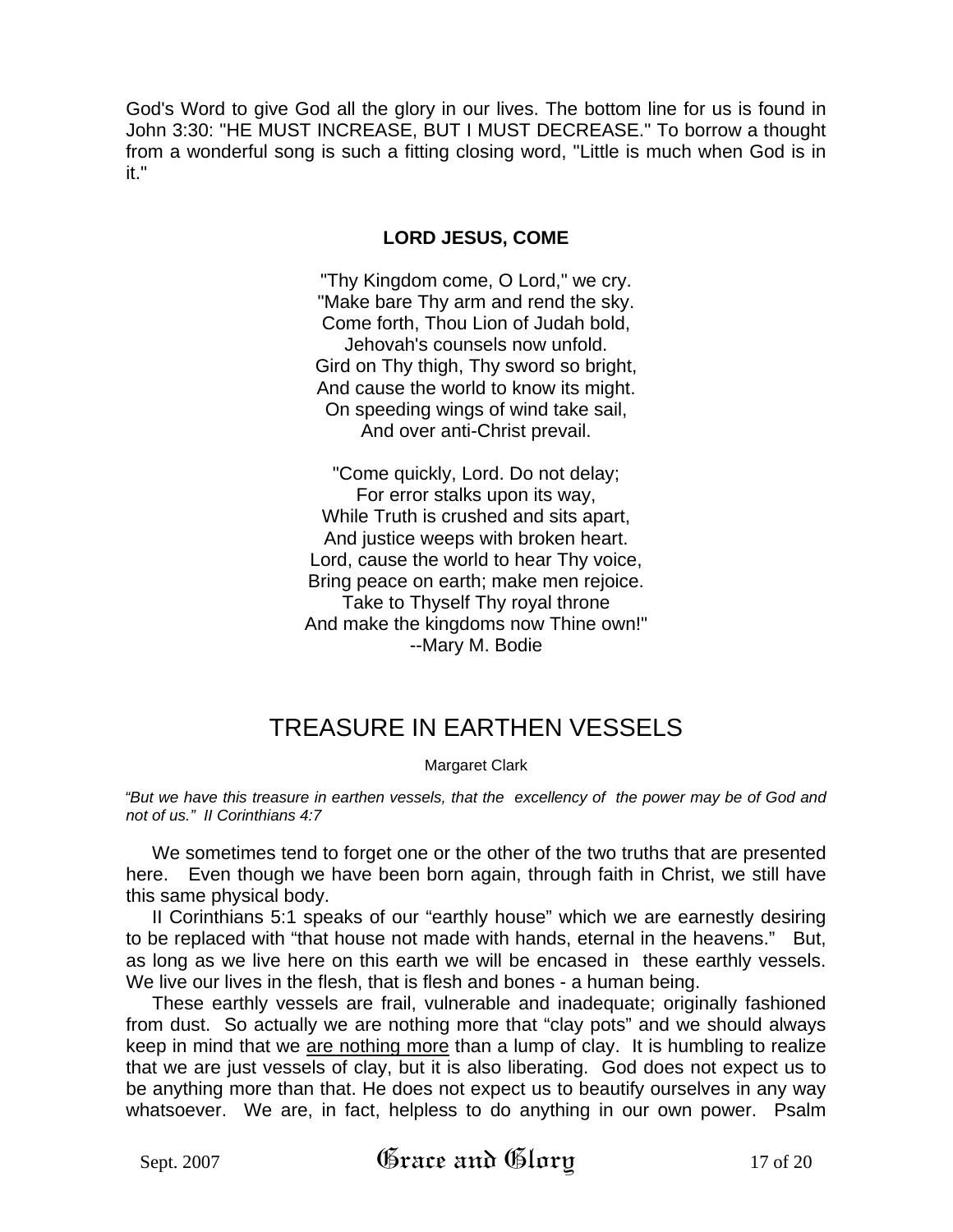God's Word to give God all the glory in our lives. The bottom line for us is found in John 3:30: "HE MUST INCREASE, BUT I MUST DECREASE." To borrow a thought from a wonderful song is such a fitting closing word, "Little is much when God is in it."

### LORD JESUS, COME

"Thy Kingdom come, O Lord," we cry.
"Make bare Thy arm and rend the sky.
Come forth, Thou Lion of Judah bold,
Jehovah's counsels now unfold.
Gird on Thy thigh, Thy sword so bright,
And cause the world to know its might.
On speeding wings of wind take sail,
And over anti-Christ prevail.

"Come quickly, Lord. Do not delay;
For error stalks upon its way,
While Truth is crushed and sits apart,
And justice weeps with broken heart.
Lord, cause the world to hear Thy voice,
Bring peace on earth; make men rejoice.
Take to Thyself Thy royal throne
And make the kingdoms now Thine own!"
--Mary M. Bodie

# TREASURE IN EARTHEN VESSELS

Margaret Clark

*"But we have this treasure in earthen vessels, that the excellency of the power may be of God and not of us." II Corinthians 4:7*

We sometimes tend to forget one or the other of the two truths that are presented here. Even though we have been born again, through faith in Christ, we still have this same physical body.

II Corinthians 5:1 speaks of our "earthly house" which we are earnestly desiring to be replaced with "that house not made with hands, eternal in the heavens." But, as long as we live here on this earth we will be encased in these earthly vessels. We live our lives in the flesh, that is flesh and bones - a human being.

These earthly vessels are frail, vulnerable and inadequate; originally fashioned from dust. So actually we are nothing more that "clay pots" and we should always keep in mind that we <u>are nothing more</u> than a lump of clay. It is humbling to realize that we are just vessels of clay, but it is also liberating. God does not expect us to be anything more than that. He does not expect us to beautify ourselves in any way whatsoever. We are, in fact, helpless to do anything in our own power. Psalm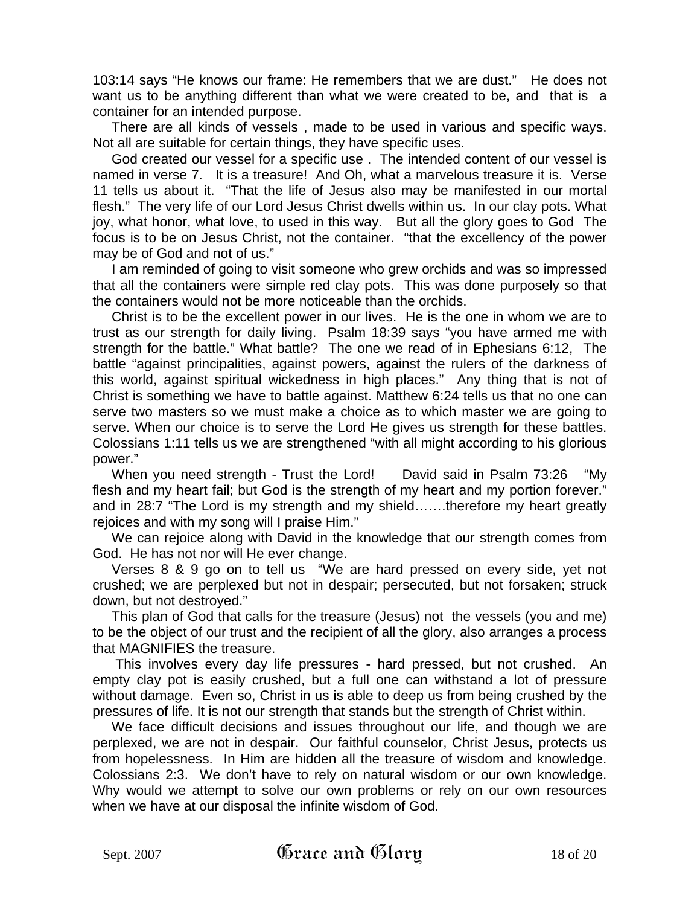103:14 says “He knows our frame: He remembers that we are dust.” He does not want us to be anything different than what we were created to be, and that is a container for an intended purpose.

There are all kinds of vessels , made to be used in various and specific ways. Not all are suitable for certain things, they have specific uses.

God created our vessel for a specific use . The intended content of our vessel is named in verse 7. It is a treasure! And Oh, what a marvelous treasure it is. Verse 11 tells us about it. “That the life of Jesus also may be manifested in our mortal flesh.” The very life of our Lord Jesus Christ dwells within us. In our clay pots. What joy, what honor, what love, to used in this way. But all the glory goes to God The focus is to be on Jesus Christ, not the container. “that the excellency of the power may be of God and not of us.”

I am reminded of going to visit someone who grew orchids and was so impressed that all the containers were simple red clay pots. This was done purposely so that the containers would not be more noticeable than the orchids.

Christ is to be the excellent power in our lives. He is the one in whom we are to trust as our strength for daily living. Psalm 18:39 says “you have armed me with strength for the battle.” What battle? The one we read of in Ephesians 6:12, The battle “against principalities, against powers, against the rulers of the darkness of this world, against spiritual wickedness in high places.” Any thing that is not of Christ is something we have to battle against. Matthew 6:24 tells us that no one can serve two masters so we must make a choice as to which master we are going to serve. When our choice is to serve the Lord He gives us strength for these battles. Colossians 1:11 tells us we are strengthened “with all might according to his glorious power.”

When you need strength - Trust the Lord! David said in Psalm 73:26 “My flesh and my heart fail; but God is the strength of my heart and my portion forever.” and in 28:7 “The Lord is my strength and my shield…….therefore my heart greatly rejoices and with my song will I praise Him.”

We can rejoice along with David in the knowledge that our strength comes from God. He has not nor will He ever change.

Verses 8 & 9 go on to tell us “We are hard pressed on every side, yet not crushed; we are perplexed but not in despair; persecuted, but not forsaken; struck down, but not destroyed.”

This plan of God that calls for the treasure (Jesus) not the vessels (you and me) to be the object of our trust and the recipient of all the glory, also arranges a process that MAGNIFIES the treasure.

This involves every day life pressures - hard pressed, but not crushed. An empty clay pot is easily crushed, but a full one can withstand a lot of pressure without damage. Even so, Christ in us is able to deep us from being crushed by the pressures of life. It is not our strength that stands but the strength of Christ within.

We face difficult decisions and issues throughout our life, and though we are perplexed, we are not in despair. Our faithful counselor, Christ Jesus, protects us from hopelessness. In Him are hidden all the treasure of wisdom and knowledge. Colossians 2:3. We don’t have to rely on natural wisdom or our own knowledge. Why would we attempt to solve our own problems or rely on our own resources when we have at our disposal the infinite wisdom of God.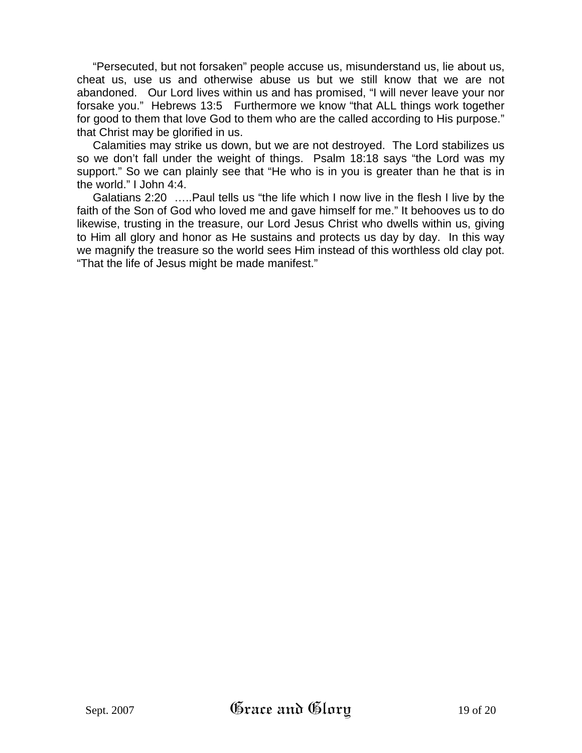“Persecuted, but not forsaken” people accuse us, misunderstand us, lie about us, cheat us, use us and otherwise abuse us but we still know that we are not abandoned. Our Lord lives within us and has promised, “I will never leave your nor forsake you.” Hebrews 13:5 Furthermore we know “that ALL things work together for good to them that love God to them who are the called according to His purpose.” that Christ may be glorified in us.

Calamities may strike us down, but we are not destroyed. The Lord stabilizes us so we don’t fall under the weight of things. Psalm 18:18 says “the Lord was my support.” So we can plainly see that “He who is in you is greater than he that is in the world.” I John 4:4.

Galatians 2:20 …..Paul tells us “the life which I now live in the flesh I live by the faith of the Son of God who loved me and gave himself for me.” It behooves us to do likewise, trusting in the treasure, our Lord Jesus Christ who dwells within us, giving to Him all glory and honor as He sustains and protects us day by day. In this way we magnify the treasure so the world sees Him instead of this worthless old clay pot. “That the life of Jesus might be made manifest.”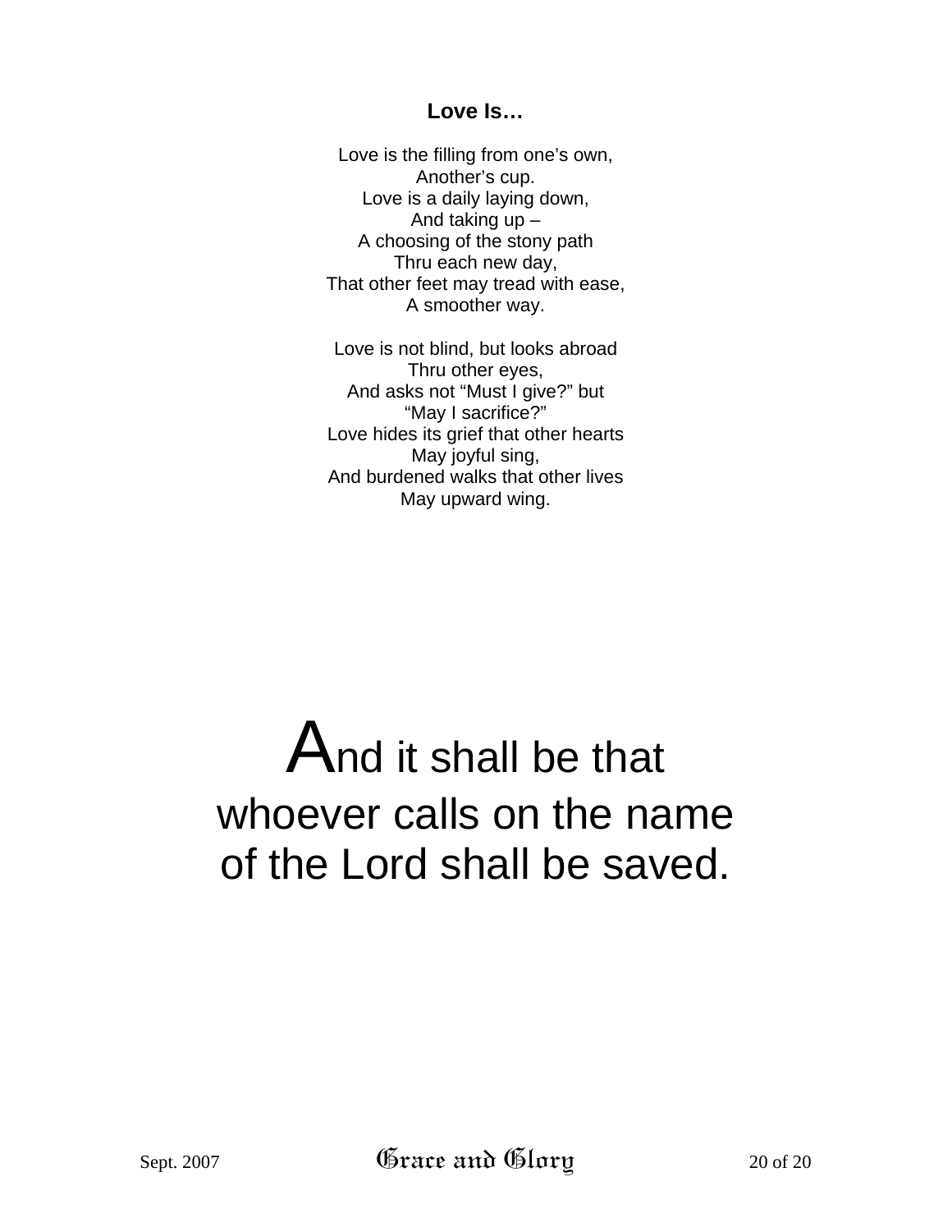**Love Is…**

Love is the filling from one's own,  
Another's cup.  
Love is a daily laying down,  
And taking up –  
A choosing of the stony path  
Thru each new day,  
That other feet may tread with ease,  
A smoother way.

Love is not blind, but looks abroad  
Thru other eyes,  
And asks not "Must I give?" but  
"May I sacrifice?"  
Love hides its grief that other hearts  
May joyful sing,  
And burdened walks that other lives  
May upward wing.

# And it shall be that whoever calls on the name of the Lord shall be saved.